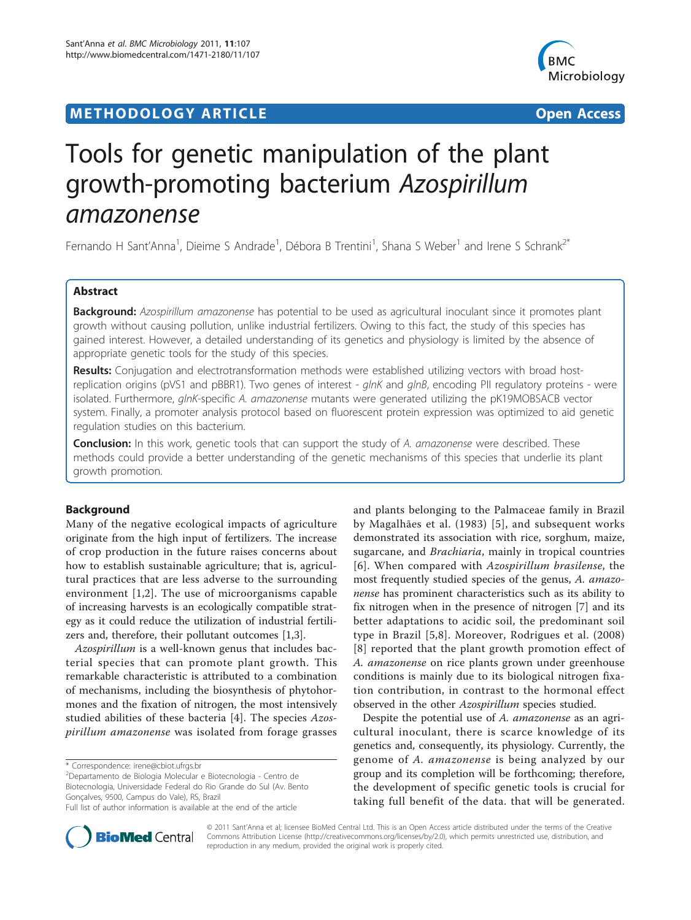**METHODOLOGY ARTICLE** **Open Access**

# Tools for genetic manipulation of the plant growth-promoting bacterium *Azospirillum amazonense*

Fernando H Sant'Anna[1], Dieime S Andrade[1], Débora B Trentini[1], Shana S Weber[1] and Irene S Schrank[2*]

## Abstract

**Background:** *Azospirillum amazonense* has potential to be used as agricultural inoculant since it promotes plant growth without causing pollution, unlike industrial fertilizers. Owing to this fact, the study of this species has gained interest. However, a detailed understanding of its genetics and physiology is limited by the absence of appropriate genetic tools for the study of this species.

**Results:** Conjugation and electrotransformation methods were established utilizing vectors with broad host-replication origins (pVS1 and pBBR1). Two genes of interest - *glnK* and *glnB*, encoding PII regulatory proteins - were isolated. Furthermore, *glnK*-specific *A. amazonense* mutants were generated utilizing the pK19MOBSACB vector system. Finally, a promoter analysis protocol based on fluorescent protein expression was optimized to aid genetic regulation studies on this bacterium.

**Conclusion:** In this work, genetic tools that can support the study of *A. amazonense* were described. These methods could provide a better understanding of the genetic mechanisms of this species that underlie its plant growth promotion.

## Background

Many of the negative ecological impacts of agriculture originate from the high input of fertilizers. The increase of crop production in the future raises concerns about how to establish sustainable agriculture; that is, agricultural practices that are less adverse to the surrounding environment [1,2]. The use of microorganisms capable of increasing harvests is an ecologically compatible strategy as it could reduce the utilization of industrial fertilizers and, therefore, their pollutant outcomes [1,3].

*Azospirillum* is a well-known genus that includes bacterial species that can promote plant growth. This remarkable characteristic is attributed to a combination of mechanisms, including the biosynthesis of phytohormones and the fixation of nitrogen, the most intensively studied abilities of these bacteria [4]. The species *Azospirillum amazonense* was isolated from forage grasses and plants belonging to the Palmaceae family in Brazil by Magalhães et al. (1983) [5], and subsequent works demonstrated its association with rice, sorghum, maize, sugarcane, and *Brachiaria*, mainly in tropical countries [6]. When compared with *Azospirillum brasilense*, the most frequently studied species of the genus, *A. amazonense* has prominent characteristics such as its ability to fix nitrogen when in the presence of nitrogen [7] and its better adaptations to acidic soil, the predominant soil type in Brazil [5,8]. Moreover, Rodrigues et al. (2008) [8] reported that the plant growth promotion effect of *A. amazonense* on rice plants grown under greenhouse conditions is mainly due to its biological nitrogen fixation contribution, in contrast to the hormonal effect observed in the other *Azospirillum* species studied.

Despite the potential use of *A. amazonense* as an agricultural inoculant, there is scarce knowledge of its genetics and, consequently, its physiology. Currently, the genome of *A. amazonense* is being analyzed by our group and its completion will be forthcoming; therefore, the development of specific genetic tools is crucial for taking full benefit of the data. that will be generated.

\* Correspondence: irene@cbiot.ufrgs.br
[2]Departamento de Biologia Molecular e Biotecnologia - Centro de Biotecnologia, Universidade Federal do Rio Grande do Sul (Av. Bento Gonçalves, 9500, Campus do Vale), RS, Brazil
Full list of author information is available at the end of the article

© 2011 Sant'Anna et al; licensee BioMed Central Ltd. This is an Open Access article distributed under the terms of the Creative Commons Attribution License (http://creativecommons.org/licenses/by/2.0), which permits unrestricted use, distribution, and reproduction in any medium, provided the original work is properly cited.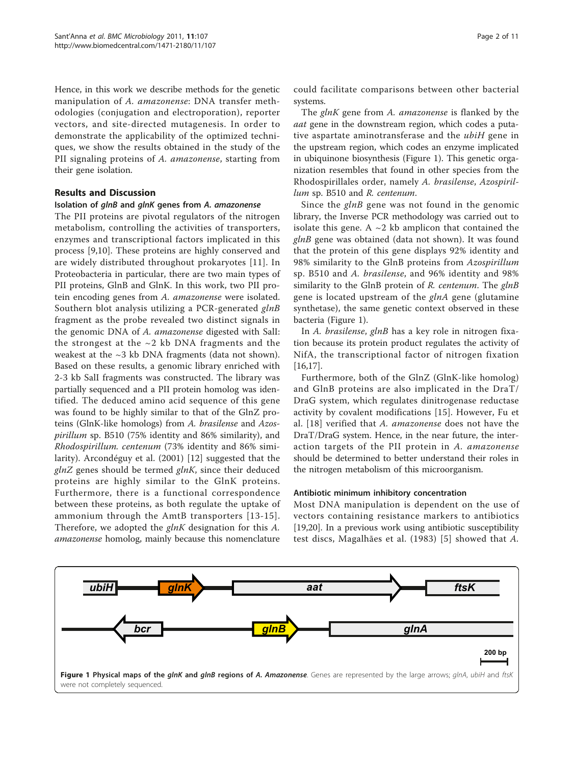Hence, in this work we describe methods for the genetic manipulation of *A. amazonense*: DNA transfer methodologies (conjugation and electroporation), reporter vectors, and site-directed mutagenesis. In order to demonstrate the applicability of the optimized techniques, we show the results obtained in the study of the PII signaling proteins of *A. amazonense*, starting from their gene isolation.

## Results and Discussion

### Isolation of *glnB* and *glnK* genes from *A. amazonense*

The PII proteins are pivotal regulators of the nitrogen metabolism, controlling the activities of transporters, enzymes and transcriptional factors implicated in this process [9,10]. These proteins are highly conserved and are widely distributed throughout prokaryotes [11]. In Proteobacteria in particular, there are two main types of PII proteins, GlnB and GlnK. In this work, two PII protein encoding genes from *A. amazonense* were isolated. Southern blot analysis utilizing a PCR-generated *glnB* fragment as the probe revealed two distinct signals in the genomic DNA of *A. amazonense* digested with SalI: the strongest at the ~2 kb DNA fragments and the weakest at the ~3 kb DNA fragments (data not shown). Based on these results, a genomic library enriched with 2-3 kb SalI fragments was constructed. The library was partially sequenced and a PII protein homolog was identified. The deduced amino acid sequence of this gene was found to be highly similar to that of the GlnZ proteins (GlnK-like homologs) from *A. brasilense* and *Azospirillum* sp. B510 (75% identity and 86% similarity), and *Rhodospirillum. centenum* (73% identity and 86% similarity). Arcondéguy et al. (2001) [12] suggested that the *glnZ* genes should be termed *glnK*, since their deduced proteins are highly similar to the GlnK proteins. Furthermore, there is a functional correspondence between these proteins, as both regulate the uptake of ammonium through the AmtB transporters [13-15]. Therefore, we adopted the *glnK* designation for this *A. amazonense* homolog, mainly because this nomenclature could facilitate comparisons between other bacterial systems.

The *glnK* gene from *A. amazonense* is flanked by the *aat* gene in the downstream region, which codes a putative aspartate aminotransferase and the *ubiH* gene in the upstream region, which codes an enzyme implicated in ubiquinone biosynthesis (Figure 1). This genetic organization resembles that found in other species from the Rhodospirillales order, namely *A. brasilense*, *Azospirillum* sp. B510 and *R. centenum*.

Since the *glnB* gene was not found in the genomic library, the Inverse PCR methodology was carried out to isolate this gene. A ~2 kb amplicon that contained the *glnB* gene was obtained (data not shown). It was found that the protein of this gene displays 92% identity and 98% similarity to the GlnB proteins from *Azospirillum* sp. B510 and *A. brasilense*, and 96% identity and 98% similarity to the GlnB protein of *R. centenum*. The *glnB* gene is located upstream of the *glnA* gene (glutamine synthetase), the same genetic context observed in these bacteria (Figure 1).

In *A. brasilense*, *glnB* has a key role in nitrogen fixation because its protein product regulates the activity of NifA, the transcriptional factor of nitrogen fixation [16,17].

Furthermore, both of the GlnZ (GlnK-like homolog) and GlnB proteins are also implicated in the DraT/DraG system, which regulates dinitrogenase reductase activity by covalent modifications [15]. However, Fu et al. [18] verified that *A. amazonense* does not have the DraT/DraG system. Hence, in the near future, the interaction targets of the PII protein in *A. amazonense* should be determined to better understand their roles in the nitrogen metabolism of this microorganism.

### Antibiotic minimum inhibitory concentration

Most DNA manipulation is dependent on the use of vectors containing resistance markers to antibiotics [19,20]. In a previous work using antibiotic susceptibility test discs, Magalhães et al. (1983) [5] showed that *A.*

**Figure 1 Physical maps of the *glnK* and *glnB* regions of *A. Amazonense*.** Genes are represented by the large arrows; *glnA*, *ubiH* and *ftsK* were not completely sequenced.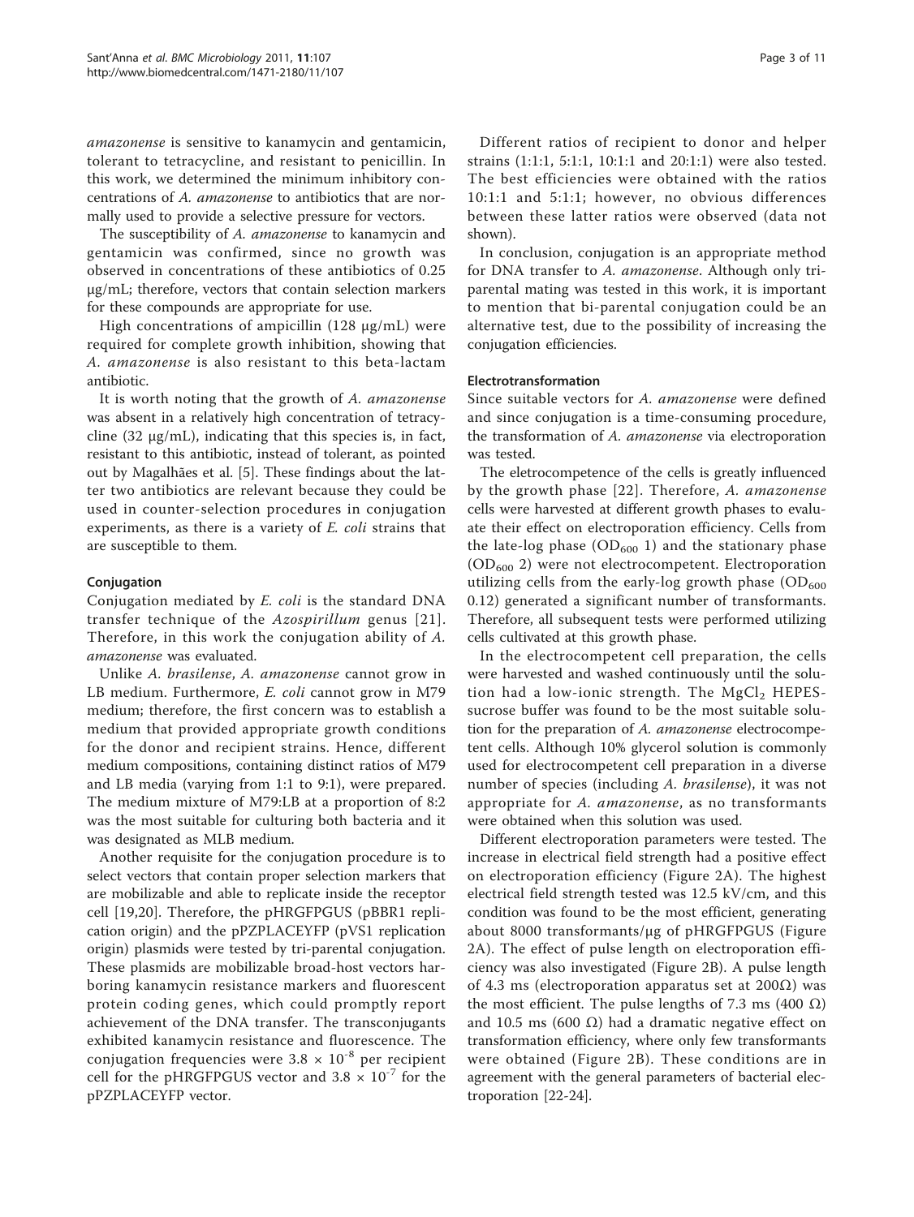*amazonense* is sensitive to kanamycin and gentamicin, tolerant to tetracycline, and resistant to penicillin. In this work, we determined the minimum inhibitory concentrations of *A. amazonense* to antibiotics that are normally used to provide a selective pressure for vectors.

The susceptibility of *A. amazonense* to kanamycin and gentamicin was confirmed, since no growth was observed in concentrations of these antibiotics of 0.25 μg/mL; therefore, vectors that contain selection markers for these compounds are appropriate for use.

High concentrations of ampicillin (128 μg/mL) were required for complete growth inhibition, showing that *A. amazonense* is also resistant to this beta-lactam antibiotic.

It is worth noting that the growth of *A. amazonense* was absent in a relatively high concentration of tetracycline (32 μg/mL), indicating that this species is, in fact, resistant to this antibiotic, instead of tolerant, as pointed out by Magalhães et al. [5]. These findings about the latter two antibiotics are relevant because they could be used in counter-selection procedures in conjugation experiments, as there is a variety of *E. coli* strains that are susceptible to them.

#### Conjugation

Conjugation mediated by *E. coli* is the standard DNA transfer technique of the *Azospirillum* genus [21]. Therefore, in this work the conjugation ability of *A. amazonense* was evaluated.

Unlike *A. brasilense*, *A. amazonense* cannot grow in LB medium. Furthermore, *E. coli* cannot grow in M79 medium; therefore, the first concern was to establish a medium that provided appropriate growth conditions for the donor and recipient strains. Hence, different medium compositions, containing distinct ratios of M79 and LB media (varying from 1:1 to 9:1), were prepared. The medium mixture of M79:LB at a proportion of 8:2 was the most suitable for culturing both bacteria and it was designated as MLB medium.

Another requisite for the conjugation procedure is to select vectors that contain proper selection markers that are mobilizable and able to replicate inside the receptor cell [19,20]. Therefore, the pHRGFPGUS (pBBR1 replication origin) and the pPZPLACEYFP (pVS1 replication origin) plasmids were tested by tri-parental conjugation. These plasmids are mobilizable broad-host vectors harboring kanamycin resistance markers and fluorescent protein coding genes, which could promptly report achievement of the DNA transfer. The transconjugants exhibited kanamycin resistance and fluorescence. The conjugation frequencies were $3.8 \times 10^{-8}$ per recipient cell for the pHRGFPGUS vector and $3.8 \times 10^{-7}$ for the pPZPLACEYFP vector.

Different ratios of recipient to donor and helper strains (1:1:1, 5:1:1, 10:1:1 and 20:1:1) were also tested. The best efficiencies were obtained with the ratios 10:1:1 and 5:1:1; however, no obvious differences between these latter ratios were observed (data not shown).

In conclusion, conjugation is an appropriate method for DNA transfer to *A. amazonense*. Although only tri-parental mating was tested in this work, it is important to mention that bi-parental conjugation could be an alternative test, due to the possibility of increasing the conjugation efficiencies.

#### Electrotransformation

Since suitable vectors for *A. amazonense* were defined and since conjugation is a time-consuming procedure, the transformation of *A. amazonense* via electroporation was tested.

The eletrocompetence of the cells is greatly influenced by the growth phase [22]. Therefore, *A. amazonense* cells were harvested at different growth phases to evaluate their effect on electroporation efficiency. Cells from the late-log phase ($OD_{600}$ 1) and the stationary phase ($OD_{600}$ 2) were not electrocompetent. Electroporation utilizing cells from the early-log growth phase ($OD_{600}$ 0.12) generated a significant number of transformants. Therefore, all subsequent tests were performed utilizing cells cultivated at this growth phase.

In the electrocompetent cell preparation, the cells were harvested and washed continuously until the solution had a low-ionic strength. The $MgCl_2$ HEPES-sucrose buffer was found to be the most suitable solution for the preparation of *A. amazonense* electrocompetent cells. Although 10% glycerol solution is commonly used for electrocompetent cell preparation in a diverse number of species (including *A. brasilense*), it was not appropriate for *A. amazonense*, as no transformants were obtained when this solution was used.

Different electroporation parameters were tested. The increase in electrical field strength had a positive effect on electroporation efficiency (Figure 2A). The highest electrical field strength tested was 12.5 kV/cm, and this condition was found to be the most efficient, generating about 8000 transformants/μg of pHRGFPGUS (Figure 2A). The effect of pulse length on electroporation efficiency was also investigated (Figure 2B). A pulse length of 4.3 ms (electroporation apparatus set at 200Ω) was the most efficient. The pulse lengths of 7.3 ms (400 Ω) and 10.5 ms (600 Ω) had a dramatic negative effect on transformation efficiency, where only few transformants were obtained (Figure 2B). These conditions are in agreement with the general parameters of bacterial electroporation [22-24].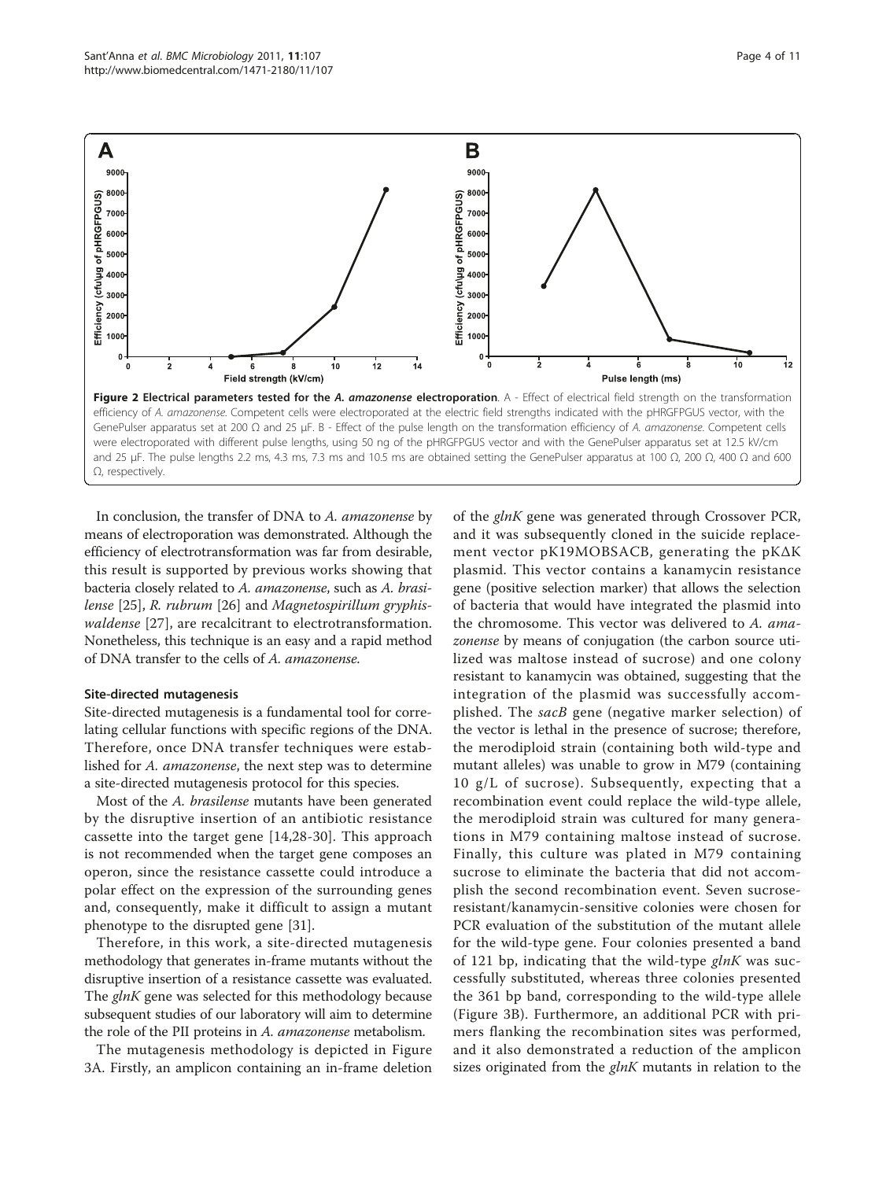**Figure 2 Electrical parameters tested for the *A. amazonense* electroporation**. A - Effect of electrical field strength on the transformation efficiency of *A. amazonense*. Competent cells were electroporated at the electric field strengths indicated with the pHRGFPGUS vector, with the GenePulser apparatus set at 200 Ω and 25 μF. B - Effect of the pulse length on the transformation efficiency of *A. amazonense*. Competent cells were electroporated with different pulse lengths, using 50 ng of the pHRGFPGUS vector and with the GenePulser apparatus set at 12.5 kV/cm and 25 μF. The pulse lengths 2.2 ms, 4.3 ms, 7.3 ms and 10.5 ms are obtained setting the GenePulser apparatus at 100 Ω, 200 Ω, 400 Ω and 600 Ω, respectively.

In conclusion, the transfer of DNA to *A. amazonense* by means of electroporation was demonstrated. Although the efficiency of electrotransformation was far from desirable, this result is supported by previous works showing that bacteria closely related to *A. amazonense*, such as *A. brasilense* [25], *R. rubrum* [26] and *Magnetospirillum gryphiswaldense* [27], are recalcitrant to electrotransformation. Nonetheless, this technique is an easy and a rapid method of DNA transfer to the cells of *A. amazonense*.

### Site-directed mutagenesis

Site-directed mutagenesis is a fundamental tool for correlating cellular functions with specific regions of the DNA. Therefore, once DNA transfer techniques were established for *A. amazonense*, the next step was to determine a site-directed mutagenesis protocol for this species.

Most of the *A. brasilense* mutants have been generated by the disruptive insertion of an antibiotic resistance cassette into the target gene [14,28-30]. This approach is not recommended when the target gene composes an operon, since the resistance cassette could introduce a polar effect on the expression of the surrounding genes and, consequently, make it difficult to assign a mutant phenotype to the disrupted gene [31].

Therefore, in this work, a site-directed mutagenesis methodology that generates in-frame mutants without the disruptive insertion of a resistance cassette was evaluated. The *glnK* gene was selected for this methodology because subsequent studies of our laboratory will aim to determine the role of the PII proteins in *A. amazonense* metabolism.

The mutagenesis methodology is depicted in Figure 3A. Firstly, an amplicon containing an in-frame deletion of the *glnK* gene was generated through Crossover PCR, and it was subsequently cloned in the suicide replacement vector pK19MOBSACB, generating the pKΔK plasmid. This vector contains a kanamycin resistance gene (positive selection marker) that allows the selection of bacteria that would have integrated the plasmid into the chromosome. This vector was delivered to *A. amazonense* by means of conjugation (the carbon source utilized was maltose instead of sucrose) and one colony resistant to kanamycin was obtained, suggesting that the integration of the plasmid was successfully accomplished. The *sacB* gene (negative marker selection) of the vector is lethal in the presence of sucrose; therefore, the merodiploid strain (containing both wild-type and mutant alleles) was unable to grow in M79 (containing 10 g/L of sucrose). Subsequently, expecting that a recombination event could replace the wild-type allele, the merodiploid strain was cultured for many generations in M79 containing maltose instead of sucrose. Finally, this culture was plated in M79 containing sucrose to eliminate the bacteria that did not accomplish the second recombination event. Seven sucrose-resistant/kanamycin-sensitive colonies were chosen for PCR evaluation of the substitution of the mutant allele for the wild-type gene. Four colonies presented a band of 121 bp, indicating that the wild-type *glnK* was successfully substituted, whereas three colonies presented the 361 bp band, corresponding to the wild-type allele (Figure 3B). Furthermore, an additional PCR with primers flanking the recombination sites was performed, and it also demonstrated a reduction of the amplicon sizes originated from the *glnK* mutants in relation to the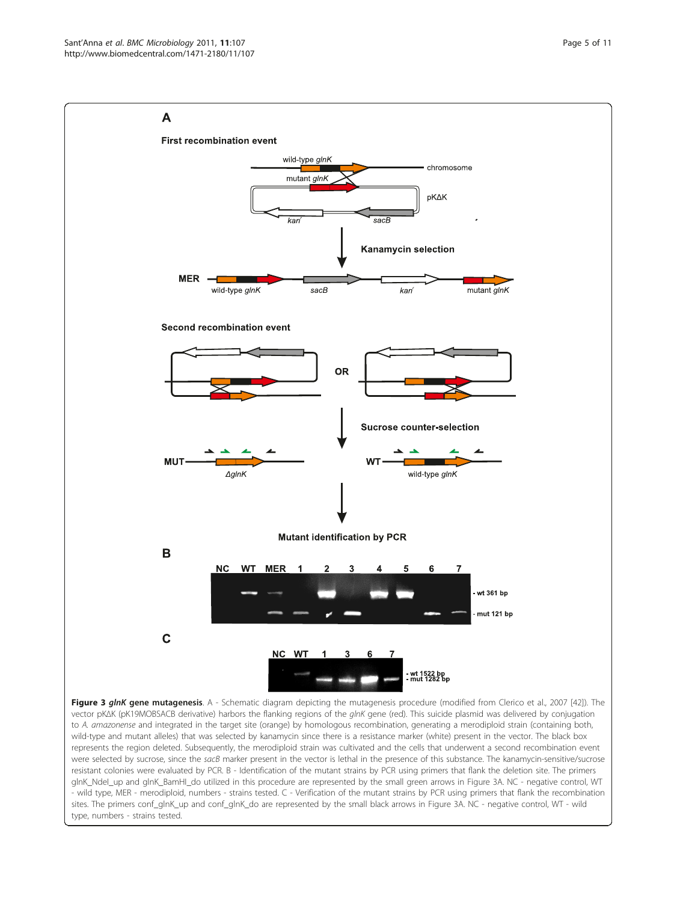**Figure 3 *glnK* gene mutagenesis**. A - Schematic diagram depicting the mutagenesis procedure (modified from Clerico et al., 2007 [42]). The vector pKΔK (pK19MOBSACB derivative) harbors the flanking regions of the *glnK* gene (red). This suicide plasmid was delivered by conjugation to *A. amazonense* and integrated in the target site (orange) by homologous recombination, generating a merodiploid strain (containing both, wild-type and mutant alleles) that was selected by kanamycin since there is a resistance marker (white) present in the vector. The black box represents the region deleted. Subsequently, the merodiploid strain was cultivated and the cells that underwent a second recombination event were selected by sucrose, since the *sacB* marker present in the vector is lethal in the presence of this substance. The kanamycin-sensitive/sucrose resistant colonies were evaluated by PCR. B - Identification of the mutant strains by PCR using primers that flank the deletion site. The primers glnK_NdeI_up and glnK_BamHI_do utilized in this procedure are represented by the small green arrows in Figure 3A. NC - negative control, WT - wild type, MER - merodiploid, numbers - strains tested. C - Verification of the mutant strains by PCR using primers that flank the recombination sites. The primers conf_glnK_up and conf_glnK_do are represented by the small black arrows in Figure 3A. NC - negative control, WT - wild type, numbers - strains tested.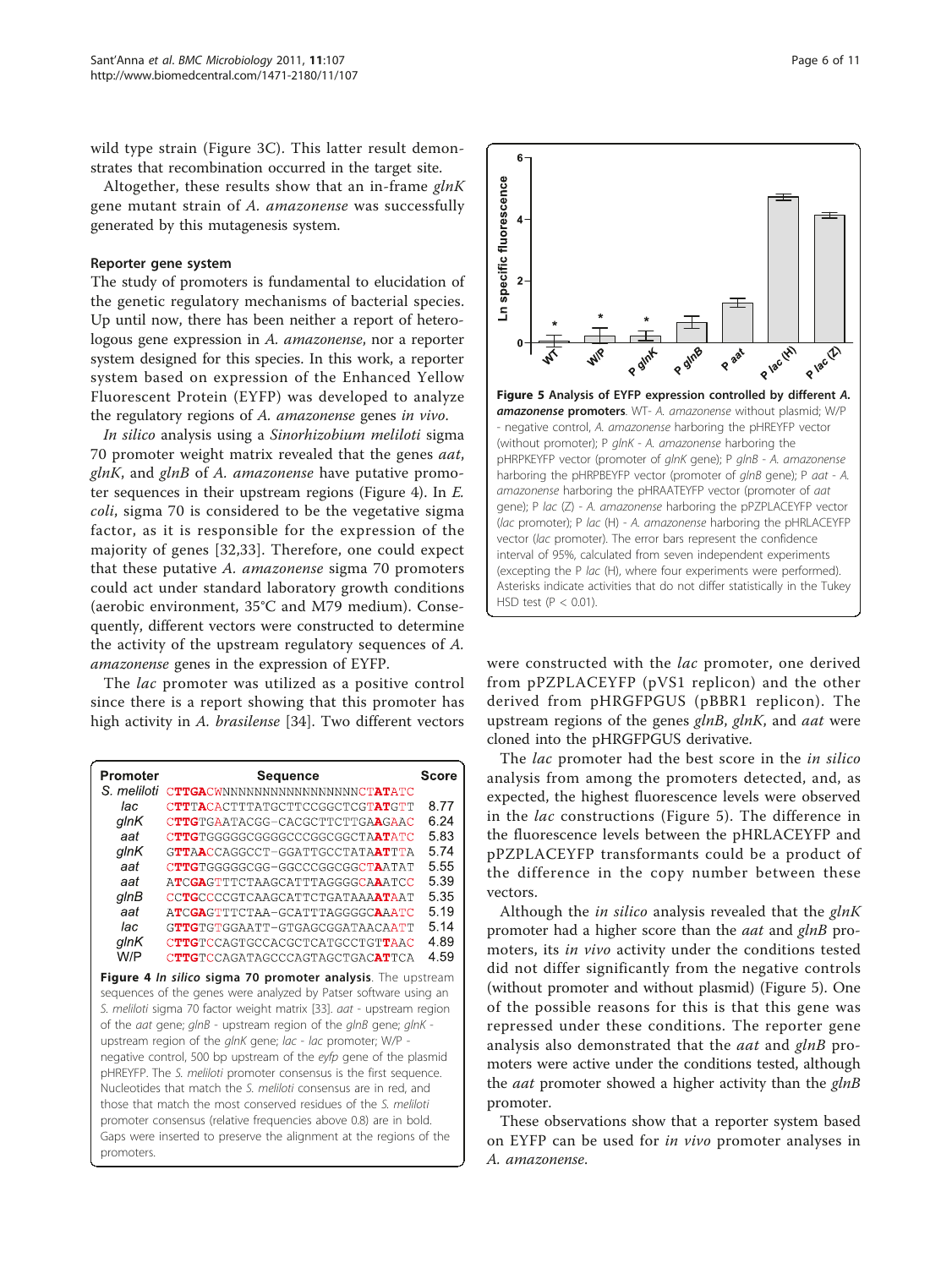wild type strain (Figure 3C). This latter result demonstrates that recombination occurred in the target site.

Altogether, these results show that an in-frame *glnK* gene mutant strain of *A. amazonense* was successfully generated by this mutagenesis system.

### Reporter gene system

The study of promoters is fundamental to elucidation of the genetic regulatory mechanisms of bacterial species. Up until now, there has been neither a report of heterologous gene expression in *A. amazonense*, nor a reporter system designed for this species. In this work, a reporter system based on expression of the Enhanced Yellow Fluorescent Protein (EYFP) was developed to analyze the regulatory regions of *A. amazonense* genes *in vivo*.

*In silico* analysis using a *Sinorhizobium meliloti* sigma 70 promoter weight matrix revealed that the genes *aat*, *glnK*, and *glnB* of *A. amazonense* have putative promoter sequences in their upstream regions (Figure 4). In *E. coli*, sigma 70 is considered to be the vegetative sigma factor, as it is responsible for the expression of the majority of genes [32,33]. Therefore, one could expect that these putative *A. amazonense* sigma 70 promoters could act under standard laboratory growth conditions (aerobic environment, 35°C and M79 medium). Consequently, different vectors were constructed to determine the activity of the upstream regulatory sequences of *A. amazonense* genes in the expression of EYFP.

The *lac* promoter was utilized as a positive control since there is a report showing that this promoter has high activity in *A. brasilense* [34]. Two different vectors were constructed with the *lac* promoter, one derived from pPZPLACEYFP (pVS1 replicon) and the other derived from pHRGFPGUS (pBBR1 replicon). The upstream regions of the genes *glnB*, *glnK*, and *aat* were cloned into the pHRGFPGUS derivative.

| Promoter | Sequence | Score |
|---|---|---|
| *S. meliloti* | **CTTGA**CWNNNNNNNNNNNNNNNNNC**TATA**TC | |
| *lac* | CTTTACACTTTATGCTTCCGGCTCGTATGTT | 8.77 |
| *glnK* | CTTGTGAATACGG-CACGCTTCTTGAAGAAC | 6.24 |
| *aat* | CTTGTGGGGGCGGGGCCCGGCGGCTAATATC | 5.83 |
| *glnK* | GTTAACCAGGCCT-GGATTGCCTATAATTTA | 5.74 |
| *aat* | CTTGTGGGGGCGG-GGCCCGGCGGCTAATAT | 5.55 |
| *aat* | ATCGAGTTTCTAAGCATTTAGGGGCAAATCC | 5.39 |
| *glnB* | CCTGCCCCGTCAAGCATTCTGATAAAATAAT | 5.35 |
| *aat* | ATCGAGTTTCTAA-GCATTTAGGGGCAAATC | 5.19 |
| *lac* | GTTGTGTGGAATT-GTGAGCGGATAACAATT | 5.14 |
| *glnK* | CTTGTCCAGTGCCACGCTCATGCCTGTTAAC | 4.89 |
| W/P | CTTGTCCAGATAGCCCAGTAGCTGACATTCA | 4.59 |

**Figure 4** ***In silico* sigma 70 promoter analysis**. The upstream sequences of the genes were analyzed by Patser software using an *S. meliloti* sigma 70 factor weight matrix [33]. *aat* - upstream region of the *aat* gene; *glnB* - upstream region of the *glnB* gene; *glnK* - upstream region of the *glnK* gene; *lac* - *lac* promoter; W/P - negative control, 500 bp upstream of the *eyfp* gene of the plasmid pHREYFP. The *S. meliloti* promoter consensus is the first sequence. Nucleotides that match the *S. meliloti* consensus are in red, and those that match the most conserved residues of the *S. meliloti* promoter consensus (relative frequencies above 0.8) are in bold. Gaps were inserted to preserve the alignment at the regions of the promoters.

**Figure 5 Analysis of EYFP expression controlled by different *A. amazonense* promoters**. WT- *A. amazonense* without plasmid; W/P - negative control, *A. amazonense* harboring the pHREYFP vector (without promoter); P *glnK* - *A. amazonense* harboring the pHRPKEYFP vector (promoter of *glnK* gene); P *glnB* - *A. amazonense* harboring the pHRPBEYFP vector (promoter of *glnB* gene); P *aat* - *A. amazonense* harboring the pHRAATEYFP vector (promoter of *aat* gene); P *lac* (Z) - *A. amazonense* harboring the pPZPLACEYFP vector (*lac* promoter); P *lac* (H) - *A. amazonense* harboring the pHRLACEYFP vector (*lac* promoter). The error bars represent the confidence interval of 95%, calculated from seven independent experiments (excepting the P *lac* (H), where four experiments were performed). Asterisks indicate activities that do not differ statistically in the Tukey HSD test ($P < 0.01$).

The *lac* promoter had the best score in the *in silico* analysis from among the promoters detected, and, as expected, the highest fluorescence levels were observed in the *lac* constructions (Figure 5). The difference in the fluorescence levels between the pHRLACEYFP and pPZPLACEYFP transformants could be a product of the difference in the copy number between these vectors.

Although the *in silico* analysis revealed that the *glnK* promoter had a higher score than the *aat* and *glnB* promoters, its *in vivo* activity under the conditions tested did not differ significantly from the negative controls (without promoter and without plasmid) (Figure 5). One of the possible reasons for this is that this gene was repressed under these conditions. The reporter gene analysis also demonstrated that the *aat* and *glnB* promoters were active under the conditions tested, although the *aat* promoter showed a higher activity than the *glnB* promoter.

These observations show that a reporter system based on EYFP can be used for *in vivo* promoter analyses in *A. amazonense*.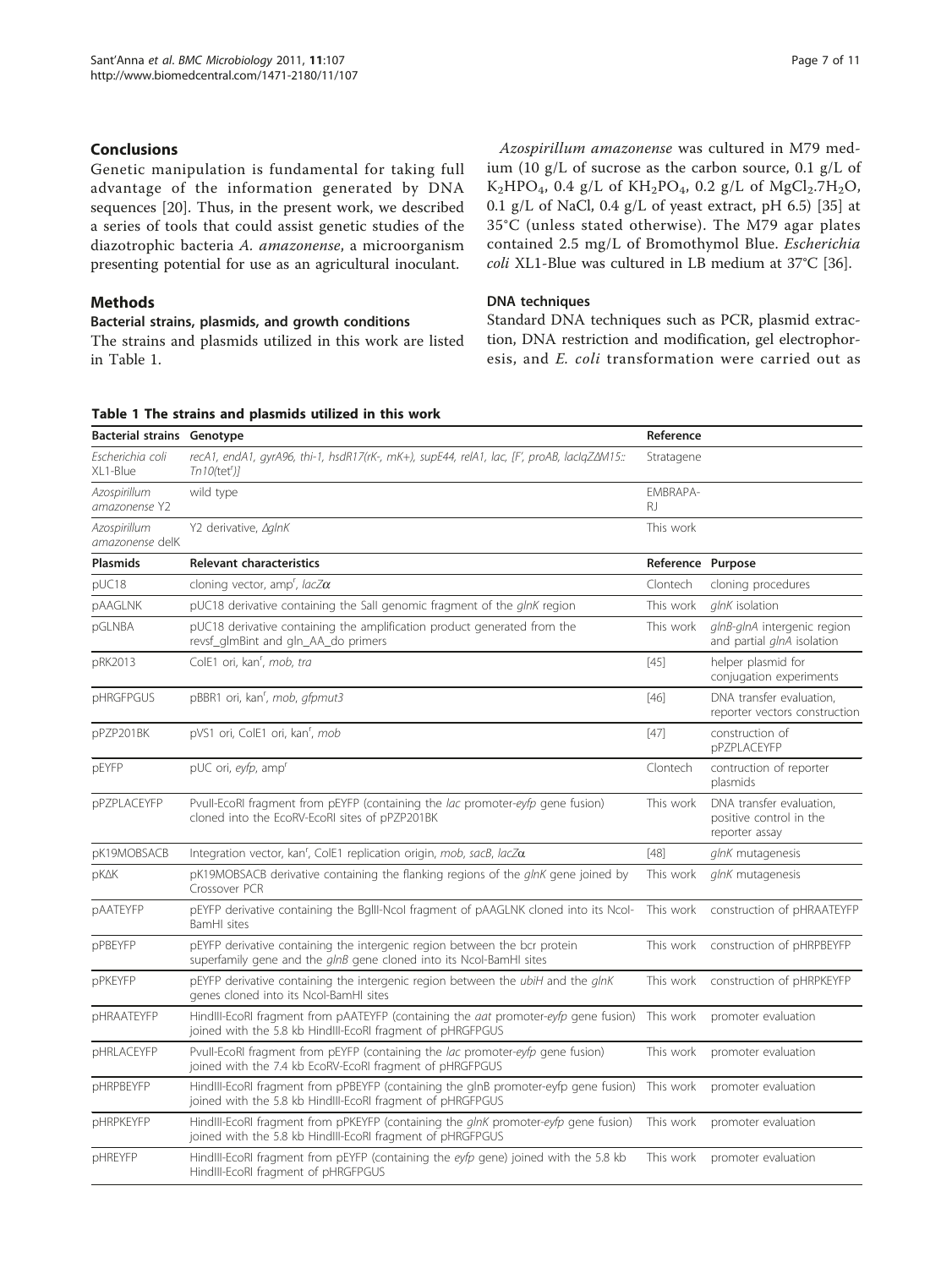## Conclusions

Genetic manipulation is fundamental for taking full advantage of the information generated by DNA sequences [20]. Thus, in the present work, we described a series of tools that could assist genetic studies of the diazotrophic bacteria *A. amazonense*, a microorganism presenting potential for use as an agricultural inoculant.

## Methods

### Bacterial strains, plasmids, and growth conditions

The strains and plasmids utilized in this work are listed in Table 1.

*Azospirillum amazonense* was cultured in M79 medium (10 g/L of sucrose as the carbon source, 0.1 g/L of $K_2HPO_4$, 0.4 g/L of $KH_2PO_4$, 0.2 g/L of $MgCl_2.7H_2O$, 0.1 g/L of NaCl, 0.4 g/L of yeast extract, pH 6.5) [35] at 35°C (unless stated otherwise). The M79 agar plates contained 2.5 mg/L of Bromothymol Blue. *Escherichia coli* XL1-Blue was cultured in LB medium at 37°C [36].

### DNA techniques

Standard DNA techniques such as PCR, plasmid extraction, DNA restriction and modification, gel electrophoresis, and *E. coli* transformation were carried out as

**Table 1 The strains and plasmids utilized in this work**

| Bacterial strains | Genotype | Reference | |
|---|---|---|---|
| *Escherichia coli* XL1-Blue | *recA1, endA1, gyrA96, thi-1, hsdR17(rK-, mK+), supE44, relA1, lac, [F', proAB, lacIqZΔM15::Tn10(tet$^r$)]* | Stratagene | |
| *Azospirillum amazonense* Y2 | wild type | EMBRAPA-RJ | |
| *Azospirillum amazonense* delK | Y2 derivative, Δ*glnK* | This work | |
| **Plasmids** | **Relevant characteristics** | **Reference** | **Purpose** |
| pUC18 | cloning vector, amp$^r$, *lacZα* | Clontech | cloning procedures |
| pAAGLNK | pUC18 derivative containing the SalI genomic fragment of the *glnK* region | This work | *glnK* isolation |
| pGLNBA | pUC18 derivative containing the amplification product generated from the revsf_glmBint and gln_AA_do primers | This work | *glnB-glnA* intergenic region and partial *glnA* isolation |
| pRK2013 | ColE1 ori, kan$^r$, *mob, tra* | [45] | helper plasmid for conjugation experiments |
| pHRGFPGUS | pBBR1 ori, kan$^r$, *mob, gfpmut3* | [46] | DNA transfer evaluation, reporter vectors construction |
| pPZP201BK | pVS1 ori, ColE1 ori, kan$^r$, *mob* | [47] | construction of pPZPLACEYFP |
| pEYFP | pUC ori, *eyfp*, amp$^r$ | Clontech | contruction of reporter plasmids |
| pPZPLACEYFP | PvuII-EcoRI fragment from pEYFP (containing the *lac* promoter-*eyfp* gene fusion) cloned into the EcoRV-EcoRI sites of pPZP201BK | This work | DNA transfer evaluation, positive control in the reporter assay |
| pK19MOBSACB | Integration vector, kan$^r$, ColE1 replication origin, *mob, sacB, lacZα* | [48] | *glnK* mutagenesis |
| pKΔK | pK19MOBSACB derivative containing the flanking regions of the *glnK* gene joined by Crossover PCR | This work | *glnK* mutagenesis |
| pAATEYFP | pEYFP derivative containing the BglII-NcoI fragment of pAAGLNK cloned into its NcoI-BamHI sites | This work | construction of pHRAATEYFP |
| pPBEYFP | pEYFP derivative containing the intergenic region between the bcr protein superfamily gene and the *glnB* gene cloned into its NcoI-BamHI sites | This work | construction of pHRPBEYFP |
| pPKEYFP | pEYFP derivative containing the intergenic region between the *ubiH* and the *glnK* genes cloned into its NcoI-BamHI sites | This work | construction of pHRPKEYFP |
| pHRAATEYFP | HindIII-EcoRI fragment from pAATEYFP (containing the *aat* promoter-*eyfp* gene fusion) joined with the 5.8 kb HindIII-EcoRI fragment of pHRGFPGUS | This work | promoter evaluation |
| pHRLACEYFP | PvuII-EcoRI fragment from pEYFP (containing the *lac* promoter-*eyfp* gene fusion) joined with the 7.4 kb EcoRV-EcoRI fragment of pHRGFPGUS | This work | promoter evaluation |
| pHRPBEYFP | HindIII-EcoRI fragment from pPBEYFP (containing the glnB promoter-eyfp gene fusion) joined with the 5.8 kb HindIII-EcoRI fragment of pHRGFPGUS | This work | promoter evaluation |
| pHRPKEYFP | HindIII-EcoRI fragment from pPKEYFP (containing the *glnK* promoter-*eyfp* gene fusion) joined with the 5.8 kb HindIII-EcoRI fragment of pHRGFPGUS | This work | promoter evaluation |
| pHREYFP | HindIII-EcoRI fragment from pEYFP (containing the *eyfp* gene) joined with the 5.8 kb HindIII-EcoRI fragment of pHRGFPGUS | This work | promoter evaluation |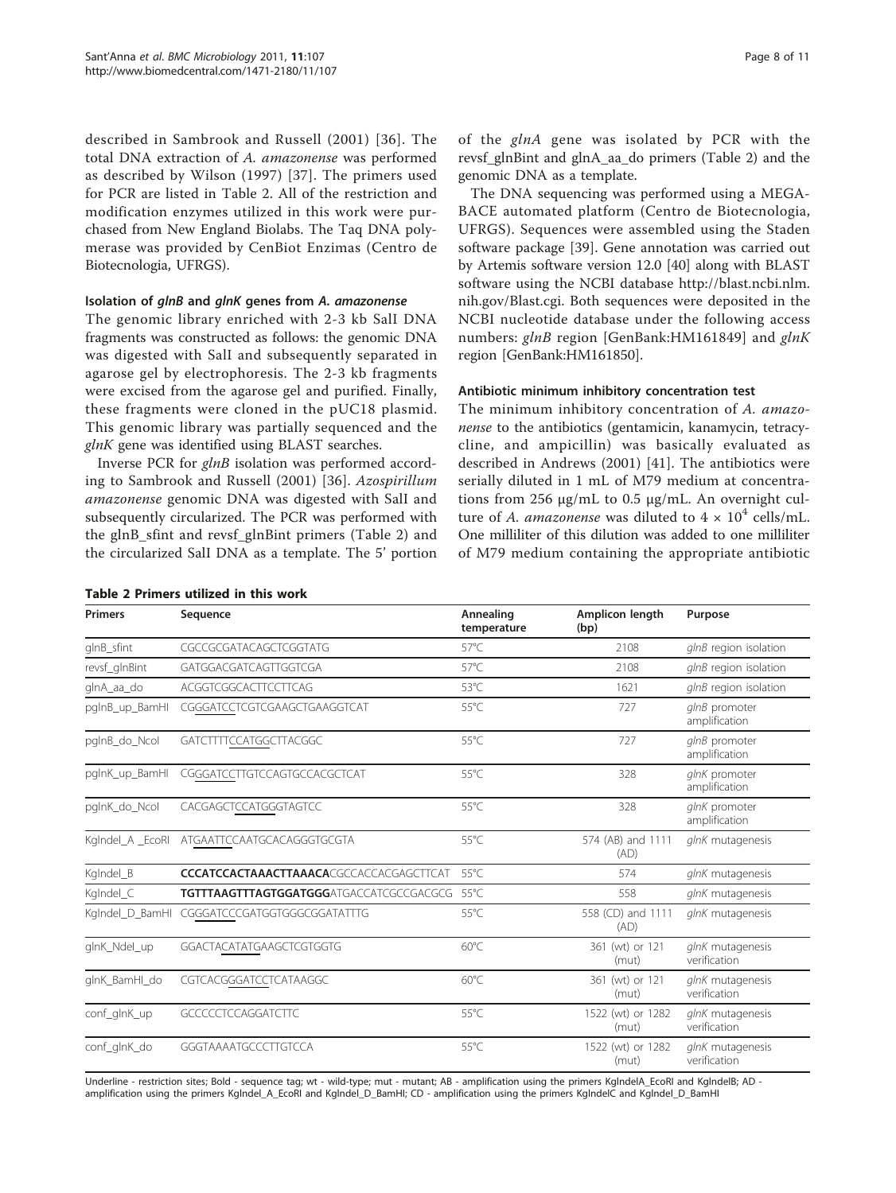described in Sambrook and Russell (2001) [36]. The total DNA extraction of *A. amazonense* was performed as described by Wilson (1997) [37]. The primers used for PCR are listed in Table 2. All of the restriction and modification enzymes utilized in this work were purchased from New England Biolabs. The Taq DNA polymerase was provided by CenBiot Enzimas (Centro de Biotecnologia, UFRGS).

### Isolation of *glnB* and *glnK* genes from *A. amazonense*

The genomic library enriched with 2-3 kb SalI DNA fragments was constructed as follows: the genomic DNA was digested with SalI and subsequently separated in agarose gel by electrophoresis. The 2-3 kb fragments were excised from the agarose gel and purified. Finally, these fragments were cloned in the pUC18 plasmid. This genomic library was partially sequenced and the *glnK* gene was identified using BLAST searches.

Inverse PCR for *glnB* isolation was performed according to Sambrook and Russell (2001) [36]. *Azospirillum amazonense* genomic DNA was digested with SalI and subsequently circularized. The PCR was performed with the glnB_sfint and revsf_glnBint primers (Table 2) and the circularized SalI DNA as a template. The 5' portion of the *glnA* gene was isolated by PCR with the revsf_glnBint and glnA_aa_do primers (Table 2) and the genomic DNA as a template.

The DNA sequencing was performed using a MEGABACE automated platform (Centro de Biotecnologia, UFRGS). Sequences were assembled using the Staden software package [39]. Gene annotation was carried out by Artemis software version 12.0 [40] along with BLAST software using the NCBI database http://blast.ncbi.nlm.nih.gov/Blast.cgi. Both sequences were deposited in the NCBI nucleotide database under the following access numbers: *glnB* region [GenBank:HM161849] and *glnK* region [GenBank:HM161850].

### Antibiotic minimum inhibitory concentration test

The minimum inhibitory concentration of *A. amazonense* to the antibiotics (gentamicin, kanamycin, tetracycline, and ampicillin) was basically evaluated as described in Andrews (2001) [41]. The antibiotics were serially diluted in 1 mL of M79 medium at concentrations from 256 μg/mL to 0.5 μg/mL. An overnight culture of *A. amazonense* was diluted to $4 \times 10^4$ cells/mL. One milliliter of this dilution was added to one milliliter of M79 medium containing the appropriate antibiotic

**Table 2 Primers utilized in this work**

| Primers | Sequence | Annealing temperature | Amplicon length (bp) | Purpose |
|---|---|---|---|---|
| glnB_sfint | CGCCGCGATACAGCTCGGTATG | 57°C | 2108 | *glnB* region isolation |
| revsf_glnBint | GATGGACGATCAGTTGGTCGA | 57°C | 2108 | *glnB* region isolation |
| glnA_aa_do | ACGGTCGGCACTTCCTTCAG | 53°C | 1621 | *glnB* region isolation |
| pglnB_up_BamHI | CGGGATCCTCGTCGAAGCTGAAGGTCAT | 55°C | 727 | *glnB* promoter amplification |
| pglnB_do_NcoI | GATCTTTTCCATGGCTTACGGC | 55°C | 727 | *glnB* promoter amplification |
| pglnK_up_BamHI | CGGGATCCTTGTCCAGTGCCACGCTCAT | 55°C | 328 | *glnK* promoter amplification |
| pglnK_do_NcoI | CACGAGCTCCATGGGTAGTCC | 55°C | 328 | *glnK* promoter amplification |
| KglndeI_A _EcoRI | ATGAATTCCAATGCACAGGGTGCGTA | 55°C | 574 (AB) and 1111 (AD) | *glnK* mutagenesis |
| KglndeI_B | **CCCATCCACTAAACTTAAACA**CGCCACCACGAGCTTCAT | 55°C | 574 | *glnK* mutagenesis |
| KglndeI_C | **TGTTTAAGTTTAGTGGATGGG**ATGACCATCGCCGACGCG | 55°C | 558 | *glnK* mutagenesis |
| KglndeI_D_BamHI | CGGGATCCCGATGGTGGGCGGATATTTG | 55°C | 558 (CD) and 1111 (AD) | *glnK* mutagenesis |
| glnK_NdeI_up | GGACTACATATGAAGCTCGTGGTG | 60°C | 361 (wt) or 121 (mut) | *glnK* mutagenesis verification |
| glnK_BamHI_do | CGTCACGGGATCCTCATAAGGC | 60°C | 361 (wt) or 121 (mut) | *glnK* mutagenesis verification |
| conf_glnK_up | GCCCCCTCCAGGATCTTC | 55°C | 1522 (wt) or 1282 (mut) | *glnK* mutagenesis verification |
| conf_glnK_do | GGGTAAAATGCCCTTGTCCA | 55°C | 1522 (wt) or 1282 (mut) | *glnK* mutagenesis verification |

Underline - restriction sites; Bold - sequence tag; wt - wild-type; mut - mutant; AB - amplification using the primers KglndelA_EcoRI and KglndelB; AD - amplification using the primers Kglndel_A_EcoRI and Kglndel_D_BamHI; CD - amplification using the primers KglndelC and Kglndel_D_BamHI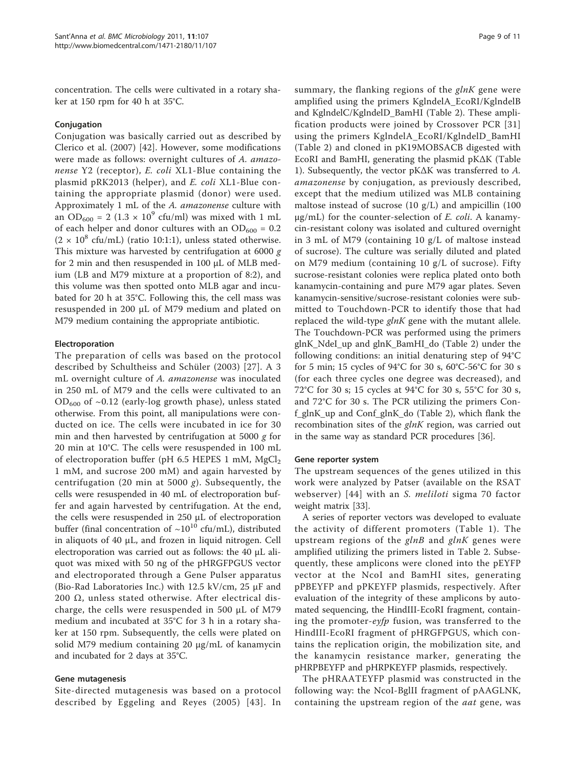concentration. The cells were cultivated in a rotary shaker at 150 rpm for 40 h at 35°C.

### Conjugation

Conjugation was basically carried out as described by Clerico et al. (2007) [42]. However, some modifications were made as follows: overnight cultures of *A. amazonense* Y2 (receptor), *E. coli* XL1-Blue containing the plasmid pRK2013 (helper), and *E. coli* XL1-Blue containing the appropriate plasmid (donor) were used. Approximately 1 mL of the *A. amazonense* culture with an $OD_{600}$ = 2 ($1.3 \times 10^9$ cfu/ml) was mixed with 1 mL of each helper and donor cultures with an $OD_{600}$ = 0.2 ($2 \times 10^8$ cfu/mL) (ratio 10:1:1), unless stated otherwise. This mixture was harvested by centrifugation at 6000 *g* for 2 min and then resuspended in 100 µL of MLB medium (LB and M79 mixture at a proportion of 8:2), and this volume was then spotted onto MLB agar and incubated for 20 h at 35°C. Following this, the cell mass was resuspended in 200 µL of M79 medium and plated on M79 medium containing the appropriate antibiotic.

### Electroporation

The preparation of cells was based on the protocol described by Schultheiss and Schüler (2003) [27]. A 3 mL overnight culture of *A. amazonense* was inoculated in 250 mL of M79 and the cells were cultivated to an $OD_{600}$ of ~0.12 (early-log growth phase), unless stated otherwise. From this point, all manipulations were conducted on ice. The cells were incubated in ice for 30 min and then harvested by centrifugation at 5000 *g* for 20 min at 10°C. The cells were resuspended in 100 mL of electroporation buffer (pH 6.5 HEPES 1 mM, $MgCl_2$ 1 mM, and sucrose 200 mM) and again harvested by centrifugation (20 min at 5000 *g*). Subsequently, the cells were resuspended in 40 mL of electroporation buffer and again harvested by centrifugation. At the end, the cells were resuspended in 250 µL of electroporation buffer (final concentration of ~$10^{10}$ cfu/mL), distributed in aliquots of 40 µL, and frozen in liquid nitrogen. Cell electroporation was carried out as follows: the 40 µL aliquot was mixed with 50 ng of the pHRGFPGUS vector and electroporated through a Gene Pulser apparatus (Bio-Rad Laboratories Inc.) with 12.5 kV/cm, 25 µF and 200 Ω, unless stated otherwise. After electrical discharge, the cells were resuspended in 500 µL of M79 medium and incubated at 35°C for 3 h in a rotary shaker at 150 rpm. Subsequently, the cells were plated on solid M79 medium containing 20 µg/mL of kanamycin and incubated for 2 days at 35°C.

### Gene mutagenesis

Site-directed mutagenesis was based on a protocol described by Eggeling and Reyes (2005) [43]. In summary, the flanking regions of the *glnK* gene were amplified using the primers KglndelA_EcoRI/KglndelB and KglndelC/KglndelD_BamHI (Table 2). These amplification products were joined by Crossover PCR [31] using the primers KglndelA_EcoRI/KglndelD_BamHI (Table 2) and cloned in pK19MOBSACB digested with EcoRI and BamHI, generating the plasmid pKΔK (Table 1). Subsequently, the vector pKΔK was transferred to *A. amazonense* by conjugation, as previously described, except that the medium utilized was MLB containing maltose instead of sucrose (10 g/L) and ampicillin (100 µg/mL) for the counter-selection of *E. coli*. A kanamycin-resistant colony was isolated and cultured overnight in 3 mL of M79 (containing 10 g/L of maltose instead of sucrose). The culture was serially diluted and plated on M79 medium (containing 10 g/L of sucrose). Fifty sucrose-resistant colonies were replica plated onto both kanamycin-containing and pure M79 agar plates. Seven kanamycin-sensitive/sucrose-resistant colonies were submitted to Touchdown-PCR to identify those that had replaced the wild-type *glnK* gene with the mutant allele. The Touchdown-PCR was performed using the primers glnK_NdeI_up and glnK_BamHI_do (Table 2) under the following conditions: an initial denaturing step of 94°C for 5 min; 15 cycles of 94°C for 30 s, 60°C-56°C for 30 s (for each three cycles one degree was decreased), and 72°C for 30 s; 15 cycles at 94°C for 30 s, 55°C for 30 s, and 72°C for 30 s. The PCR utilizing the primers Conf_glnK_up and Conf_glnK_do (Table 2), which flank the recombination sites of the *glnK* region, was carried out in the same way as standard PCR procedures [36].

### Gene reporter system

The upstream sequences of the genes utilized in this work were analyzed by Patser (available on the RSAT webserver) [44] with an *S. meliloti* sigma 70 factor weight matrix [33].

A series of reporter vectors was developed to evaluate the activity of different promoters (Table 1). The upstream regions of the *glnB* and *glnK* genes were amplified utilizing the primers listed in Table 2. Subsequently, these amplicons were cloned into the pEYFP vector at the NcoI and BamHI sites, generating pPBEYFP and pPKEYFP plasmids, respectively. After evaluation of the integrity of these amplicons by automated sequencing, the HindIII-EcoRI fragment, containing the promoter-*eyfp* fusion, was transferred to the HindIII-EcoRI fragment of pHRGFPGUS, which contains the replication origin, the mobilization site, and the kanamycin resistance marker, generating the pHRPBEYFP and pHRPKEYFP plasmids, respectively.

The pHRAATEYFP plasmid was constructed in the following way: the NcoI-BglII fragment of pAAGLNK, containing the upstream region of the *aat* gene, was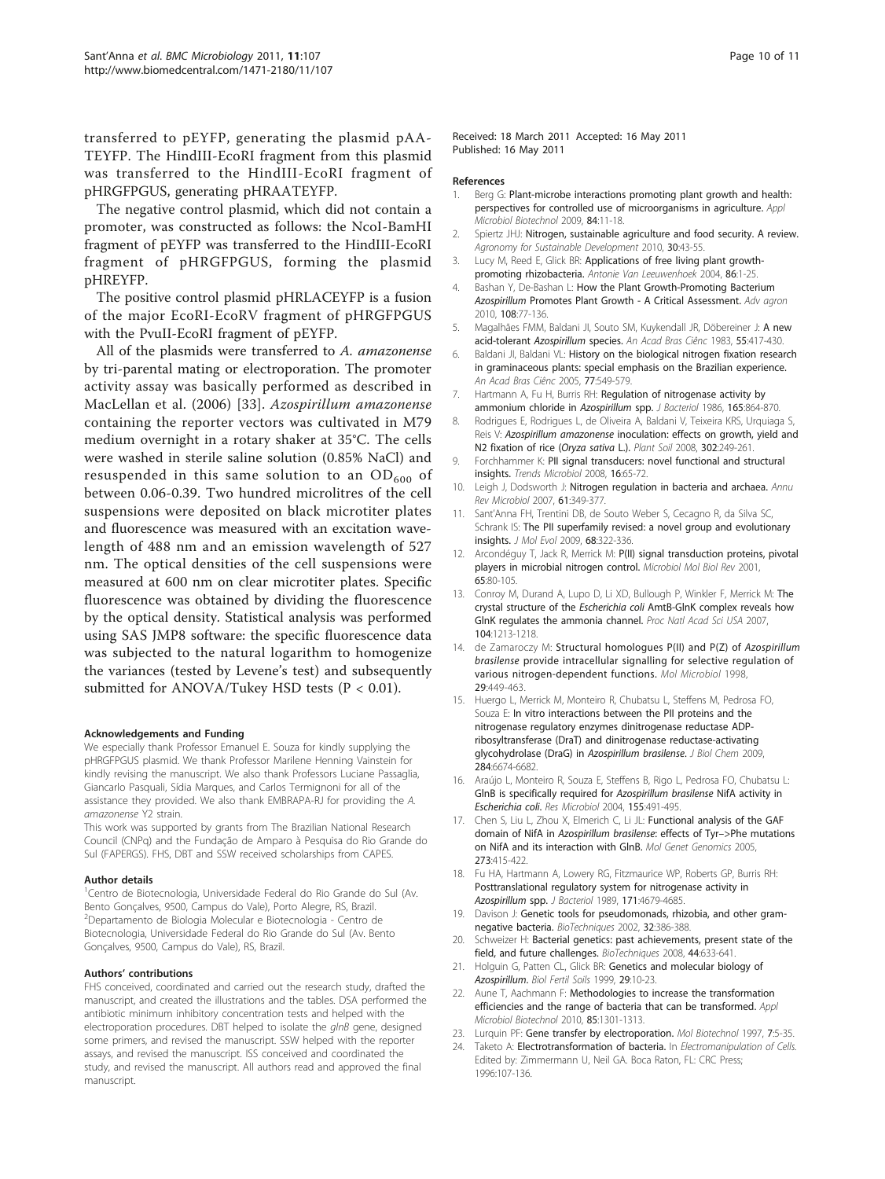transferred to pEYFP, generating the plasmid pAA-TEYFP. The HindIII-EcoRI fragment from this plasmid was transferred to the HindIII-EcoRI fragment of pHRGFPGUS, generating pHRAATEYFP.

The negative control plasmid, which did not contain a promoter, was constructed as follows: the NcoI-BamHI fragment of pEYFP was transferred to the HindIII-EcoRI fragment of pHRGFPGUS, forming the plasmid pHREYFP.

The positive control plasmid pHRLACEYFP is a fusion of the major EcoRI-EcoRV fragment of pHRGFPGUS with the PvuII-EcoRI fragment of pEYFP.

All of the plasmids were transferred to *A. amazonense* by tri-parental mating or electroporation. The promoter activity assay was basically performed as described in MacLellan et al. (2006) [33]. *Azospirillum amazonense* containing the reporter vectors was cultivated in M79 medium overnight in a rotary shaker at 35°C. The cells were washed in sterile saline solution (0.85% NaCl) and resuspended in this same solution to an $OD_{600}$ of between 0.06-0.39. Two hundred microlitres of the cell suspensions were deposited on black microtiter plates and fluorescence was measured with an excitation wavelength of 488 nm and an emission wavelength of 527 nm. The optical densities of the cell suspensions were measured at 600 nm on clear microtiter plates. Specific fluorescence was obtained by dividing the fluorescence by the optical density. Statistical analysis was performed using SAS JMP8 software: the specific fluorescence data was subjected to the natural logarithm to homogenize the variances (tested by Levene's test) and subsequently submitted for ANOVA/Tukey HSD tests ($P < 0.01$).

#### Acknowledgements and Funding

We especially thank Professor Emanuel E. Souza for kindly supplying the pHRGFPGUS plasmid. We thank Professor Marilene Henning Vainstein for kindly revising the manuscript. We also thank Professors Luciane Passaglia, Giancarlo Pasquali, Sídia Marques, and Carlos Termignoni for all of the assistance they provided. We also thank EMBRAPA-RJ for providing the *A. amazonense* Y2 strain.

This work was supported by grants from The Brazilian National Research Council (CNPq) and the Fundação de Amparo à Pesquisa do Rio Grande do Sul (FAPERGS). FHS, DBT and SSW received scholarships from CAPES.

#### Author details

[1]Centro de Biotecnologia, Universidade Federal do Rio Grande do Sul (Av. Bento Gonçalves, 9500, Campus do Vale), Porto Alegre, RS, Brazil. [2]Departamento de Biologia Molecular e Biotecnologia - Centro de Biotecnologia, Universidade Federal do Rio Grande do Sul (Av. Bento Gonçalves, 9500, Campus do Vale), RS, Brazil.

#### Authors' contributions

FHS conceived, coordinated and carried out the research study, drafted the manuscript, and created the illustrations and the tables. DSA performed the antibiotic minimum inhibitory concentration tests and helped with the electroporation procedures. DBT helped to isolate the *glnB* gene, designed some primers, and revised the manuscript. SSW helped with the reporter assays, and revised the manuscript. ISS conceived and coordinated the study, and revised the manuscript. All authors read and approved the final manuscript.

Received: 18 March 2011 Accepted: 16 May 2011
Published: 16 May 2011

#### References

1. Berg G: **Plant-microbe interactions promoting plant growth and health: perspectives for controlled use of microorganisms in agriculture.** *Appl Microbiol Biotechnol* 2009, **84**:11-18.
2. Spiertz JHJ: **Nitrogen, sustainable agriculture and food security. A review.** *Agronomy for Sustainable Development* 2010, **30**:43-55.
3. Lucy M, Reed E, Glick BR: **Applications of free living plant growth-promoting rhizobacteria.** *Antonie Van Leeuwenhoek* 2004, **86**:1-25.
4. Bashan Y, De-Bashan L: **How the Plant Growth-Promoting Bacterium *Azospirillum* Promotes Plant Growth - A Critical Assessment.** *Adv agron* 2010, **108**:77-136.
5. Magalhães FMM, Baldani JI, Souto SM, Kuykendall JR, Döbereiner J: **A new acid-tolerant *Azospirillum* species.** *An Acad Bras Ciênc* 1983, **55**:417-430.
6. Baldani JI, Baldani VL: **History on the biological nitrogen fixation research in graminaceous plants: special emphasis on the Brazilian experience.** *An Acad Bras Ciênc* 2005, **77**:549-579.
7. Hartmann A, Fu H, Burris RH: **Regulation of nitrogenase activity by ammonium chloride in *Azospirillum* spp.** *J Bacteriol* 1986, **165**:864-870.
8. Rodrigues E, Rodrigues L, de Oliveira A, Baldani V, Teixeira KRS, Urquiaga S, Reis V: ***Azospirillum amazonense* inoculation: effects on growth, yield and N2 fixation of rice (*Oryza sativa* L.).** *Plant Soil* 2008, **302**:249-261.
9. Forchhammer K: **PII signal transducers: novel functional and structural insights.** *Trends Microbiol* 2008, **16**:65-72.
10. Leigh J, Dodsworth J: **Nitrogen regulation in bacteria and archaea.** *Annu Rev Microbiol* 2007, **61**:349-377.
11. Sant'Anna FH, Trentini DB, de Souto Weber S, Cecagno R, da Silva SC, Schrank IS: **The PII superfamily revised: a novel group and evolutionary insights.** *J Mol Evol* 2009, **68**:322-336.
12. Arcondéguy T, Jack R, Merrick M: **P(II) signal transduction proteins, pivotal players in microbial nitrogen control.** *Microbiol Mol Biol Rev* 2001, **65**:80-105.
13. Conroy M, Durand A, Lupo D, Li XD, Bullough P, Winkler F, Merrick M: **The crystal structure of the *Escherichia coli* AmtB-GlnK complex reveals how GlnK regulates the ammonia channel.** *Proc Natl Acad Sci USA* 2007, **104**:1213-1218.
14. de Zamaroczy M: **Structural homologues P(II) and P(Z) of *Azospirillum brasilense* provide intracellular signalling for selective regulation of various nitrogen-dependent functions.** *Mol Microbiol* 1998, **29**:449-463.
15. Huergo L, Merrick M, Monteiro R, Chubatsu L, Steffens M, Pedrosa FO, Souza E: **In vitro interactions between the PII proteins and the nitrogenase regulatory enzymes dinitrogenase reductase ADP-ribosyltransferase (DraT) and dinitrogenase reductase-activating glycohydrolase (DraG) in *Azospirillum brasilense*.** *J Biol Chem* 2009, **284**:6674-6682.
16. Araújo L, Monteiro R, Souza E, Steffens B, Rigo L, Pedrosa FO, Chubatsu L: **GlnB is specifically required for *Azospirillum brasilense* NifA activity in *Escherichia coli*.** *Res Microbiol* 2004, **155**:491-495.
17. Chen S, Liu L, Zhou X, Elmerich C, Li JL: **Functional analysis of the GAF domain of NifA in *Azospirillum brasilense*: effects of Tyr–>Phe mutations on NifA and its interaction with GlnB.** *Mol Genet Genomics* 2005, **273**:415-422.
18. Fu HA, Hartmann A, Lowery RG, Fitzmaurice WP, Roberts GP, Burris RH: **Posttranslational regulatory system for nitrogenase activity in *Azospirillum* spp.** *J Bacteriol* 1989, **171**:4679-4685.
19. Davison J: **Genetic tools for pseudomonads, rhizobia, and other gram-negative bacteria.** *BioTechniques* 2002, **32**:386-388.
20. Schweizer H: **Bacterial genetics: past achievements, present state of the field, and future challenges.** *BioTechniques* 2008, **44**:633-641.
21. Holguin G, Patten CL, Glick BR: **Genetics and molecular biology of *Azospirillum*.** *Biol Fertil Soils* 1999, **29**:10-23.
22. Aune T, Aachmann F: **Methodologies to increase the transformation efficiencies and the range of bacteria that can be transformed.** *Appl Microbiol Biotechnol* 2010, **85**:1301-1313.
23. Lurquin PF: **Gene transfer by electroporation.** *Mol Biotechnol* 1997, **7**:5-35.
24. Taketo A: **Electrotransformation of bacteria.** In *Electromanipulation of Cells.* Edited by: Zimmermann U, Neil GA. Boca Raton, FL: CRC Press; 1996:107-136.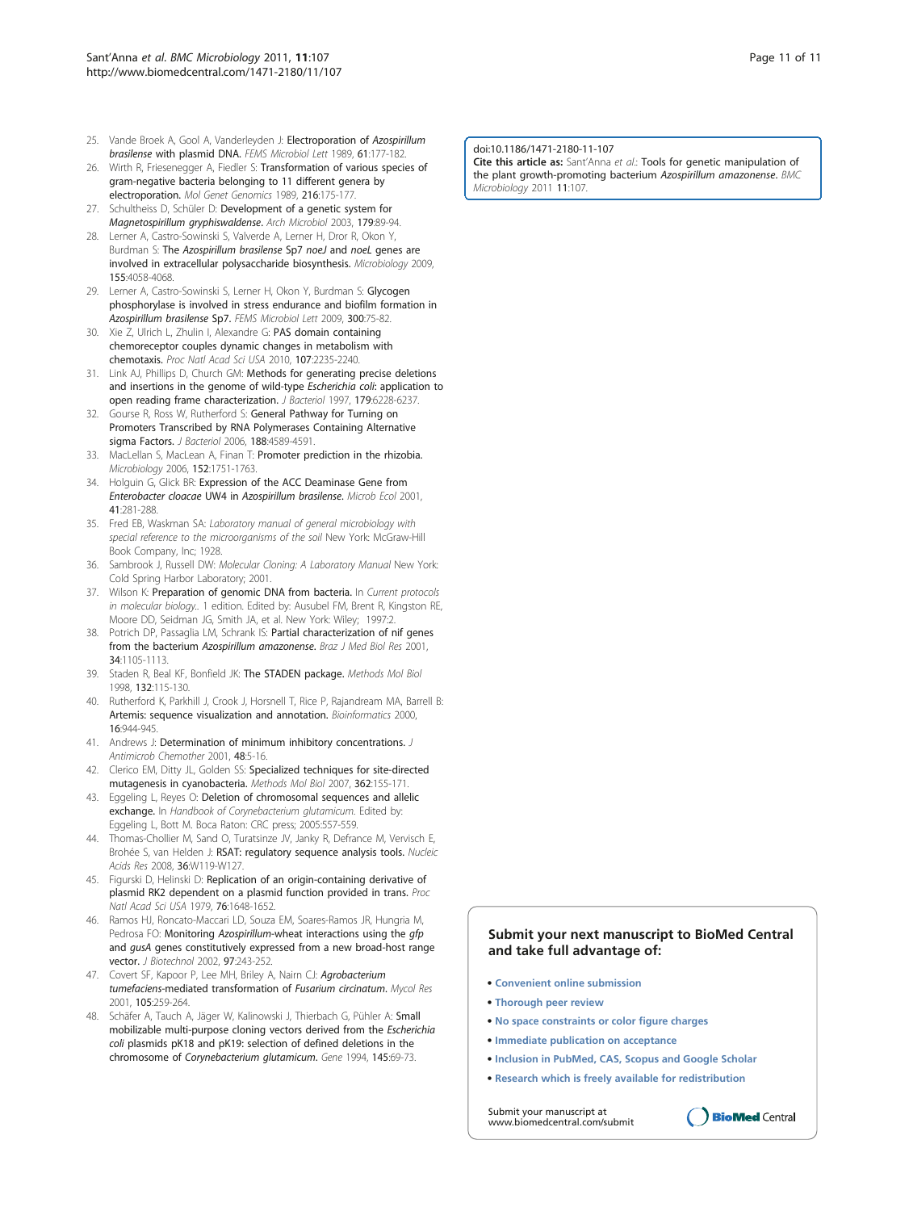25. Vande Broek A, Gool A, Vanderleyden J: **Electroporation of *Azospirillum brasilense* with plasmid DNA.** *FEMS Microbiol Lett* 1989, **61**:177-182.
26. Wirth R, Friesenegger A, Fiedler S: **Transformation of various species of gram-negative bacteria belonging to 11 different genera by electroporation.** *Mol Genet Genomics* 1989, **216**:175-177.
27. Schultheiss D, Schüler D: **Development of a genetic system for *Magnetospirillum gryphiswaldense*.** *Arch Microbiol* 2003, **179**:89-94.
28. Lerner A, Castro-Sowinski S, Valverde A, Lerner H, Dror R, Okon Y, Burdman S: **The *Azospirillum brasilense* Sp7 *noeJ* and *noeL* genes are involved in extracellular polysaccharide biosynthesis.** *Microbiology* 2009, **155**:4058-4068.
29. Lerner A, Castro-Sowinski S, Lerner H, Okon Y, Burdman S: **Glycogen phosphorylase is involved in stress endurance and biofilm formation in *Azospirillum brasilense* Sp7.** *FEMS Microbiol Lett* 2009, **300**:75-82.
30. Xie Z, Ulrich L, Zhulin I, Alexandre G: **PAS domain containing chemoreceptor couples dynamic changes in metabolism with chemotaxis.** *Proc Natl Acad Sci USA* 2010, **107**:2235-2240.
31. Link AJ, Phillips D, Church GM: **Methods for generating precise deletions and insertions in the genome of wild-type *Escherichia coli*: application to open reading frame characterization.** *J Bacteriol* 1997, **179**:6228-6237.
32. Gourse R, Ross W, Rutherford S: **General Pathway for Turning on Promoters Transcribed by RNA Polymerases Containing Alternative sigma Factors.** *J Bacteriol* 2006, **188**:4589-4591.
33. MacLellan S, MacLean A, Finan T: **Promoter prediction in the rhizobia.** *Microbiology* 2006, **152**:1751-1763.
34. Holguin G, Glick BR: **Expression of the ACC Deaminase Gene from *Enterobacter cloacae* UW4 in *Azospirillum brasilense*.** *Microb Ecol* 2001, **41**:281-288.
35. Fred EB, Waskman SA: *Laboratory manual of general microbiology with special reference to the microorganisms of the soil* New York: McGraw-Hill Book Company, Inc; 1928.
36. Sambrook J, Russell DW: *Molecular Cloning: A Laboratory Manual* New York: Cold Spring Harbor Laboratory; 2001.
37. Wilson K: **Preparation of genomic DNA from bacteria.** In *Current protocols in molecular biology.*. 1 edition. Edited by: Ausubel FM, Brent R, Kingston RE, Moore DD, Seidman JG, Smith JA, et al. New York: Wiley; 1997:2.
38. Potrich DP, Passaglia LM, Schrank IS: **Partial characterization of nif genes from the bacterium *Azospirillum amazonense*.** *Braz J Med Biol Res* 2001, **34**:1105-1113.
39. Staden R, Beal KF, Bonfield JK: **The STADEN package.** *Methods Mol Biol* 1998, **132**:115-130.
40. Rutherford K, Parkhill J, Crook J, Horsnell T, Rice P, Rajandream MA, Barrell B: **Artemis: sequence visualization and annotation.** *Bioinformatics* 2000, **16**:944-945.
41. Andrews J: **Determination of minimum inhibitory concentrations.** *J Antimicrob Chemother* 2001, **48**:5-16.
42. Clerico EM, Ditty JL, Golden SS: **Specialized techniques for site-directed mutagenesis in cyanobacteria.** *Methods Mol Biol* 2007, **362**:155-171.
43. Eggeling L, Reyes O: **Deletion of chromosomal sequences and allelic exchange.** In *Handbook of Corynebacterium glutamicum.* Edited by: Eggeling L, Bott M. Boca Raton: CRC press; 2005:557-559.
44. Thomas-Chollier M, Sand O, Turatsinze JV, Janky R, Defrance M, Vervisch E, Brohée S, van Helden J: **RSAT: regulatory sequence analysis tools.** *Nucleic Acids Res* 2008, **36**:W119-W127.
45. Figurski D, Helinski D: **Replication of an origin-containing derivative of plasmid RK2 dependent on a plasmid function provided in trans.** *Proc Natl Acad Sci USA* 1979, **76**:1648-1652.
46. Ramos HJ, Roncato-Maccari LD, Souza EM, Soares-Ramos JR, Hungria M, Pedrosa FO: **Monitoring *Azospirillum*-wheat interactions using the *gfp* and *gusA* genes constitutively expressed from a new broad-host range vector.** *J Biotechnol* 2002, **97**:243-252.
47. Covert SF, Kapoor P, Lee MH, Briley A, Nairn CJ: ***Agrobacterium tumefaciens*-mediated transformation of *Fusarium circinatum*.** *Mycol Res* 2001, **105**:259-264.
48. Schäfer A, Tauch A, Jäger W, Kalinowski J, Thierbach G, Pühler A: **Small mobilizable multi-purpose cloning vectors derived from the *Escherichia coli* plasmids pK18 and pK19: selection of defined deletions in the chromosome of *Corynebacterium glutamicum*.** *Gene* 1994, **145**:69-73.

doi:10.1186/1471-2180-11-107
**Cite this article as:** Sant'Anna *et al.*: Tools for genetic manipulation of the plant growth-promoting bacterium *Azospirillum amazonense*. *BMC Microbiology* 2011 **11**:107.

**Submit your next manuscript to BioMed Central and take full advantage of:**

- **Convenient online submission**
- **Thorough peer review**
- **No space constraints or color figure charges**
- **Immediate publication on acceptance**
- **Inclusion in PubMed, CAS, Scopus and Google Scholar**
- **Research which is freely available for redistribution**

Submit your manuscript at
www.biomedcentral.com/submit

BioMed Central